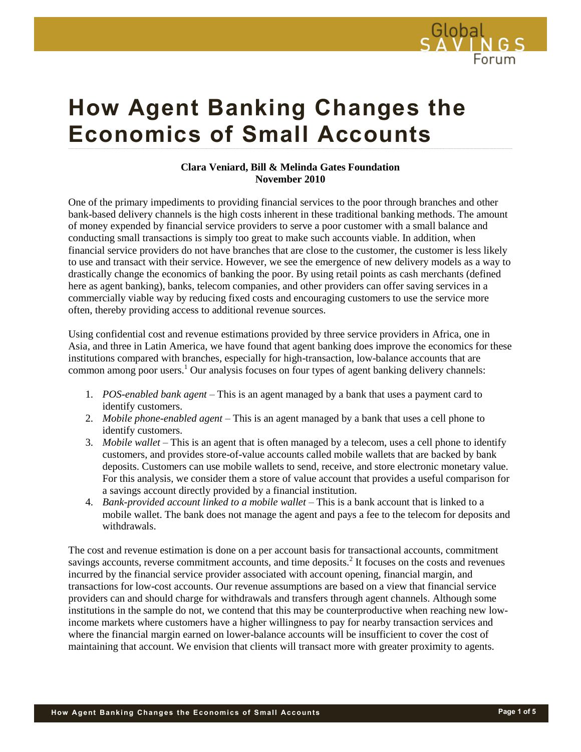# How Agent Banking Changes the Economics of Small Accounts

**Clara Veniard, Bill & Melinda Gates Foundation**
**November 2010**

One of the primary impediments to providing financial services to the poor through branches and other bank-based delivery channels is the high costs inherent in these traditional banking methods. The amount of money expended by financial service providers to serve a poor customer with a small balance and conducting small transactions is simply too great to make such accounts viable. In addition, when financial service providers do not have branches that are close to the customer, the customer is less likely to use and transact with their service. However, we see the emergence of new delivery models as a way to drastically change the economics of banking the poor. By using retail points as cash merchants (defined here as agent banking), banks, telecom companies, and other providers can offer saving services in a commercially viable way by reducing fixed costs and encouraging customers to use the service more often, thereby providing access to additional revenue sources.

Using confidential cost and revenue estimations provided by three service providers in Africa, one in Asia, and three in Latin America, we have found that agent banking does improve the economics for these institutions compared with branches, especially for high-transaction, low-balance accounts that are common among poor users.[1] Our analysis focuses on four types of agent banking delivery channels:

1. *POS-enabled bank agent* – This is an agent managed by a bank that uses a payment card to identify customers.
2. *Mobile phone-enabled agent* – This is an agent managed by a bank that uses a cell phone to identify customers.
3. *Mobile wallet* – This is an agent that is often managed by a telecom, uses a cell phone to identify customers, and provides store-of-value accounts called mobile wallets that are backed by bank deposits. Customers can use mobile wallets to send, receive, and store electronic monetary value. For this analysis, we consider them a store of value account that provides a useful comparison for a savings account directly provided by a financial institution.
4. *Bank-provided account linked to a mobile wallet* – This is a bank account that is linked to a mobile wallet. The bank does not manage the agent and pays a fee to the telecom for deposits and withdrawals.

The cost and revenue estimation is done on a per account basis for transactional accounts, commitment savings accounts, reverse commitment accounts, and time deposits.[2] It focuses on the costs and revenues incurred by the financial service provider associated with account opening, financial margin, and transactions for low-cost accounts. Our revenue assumptions are based on a view that financial service providers can and should charge for withdrawals and transfers through agent channels. Although some institutions in the sample do not, we contend that this may be counterproductive when reaching new low-income markets where customers have a higher willingness to pay for nearby transaction services and where the financial margin earned on lower-balance accounts will be insufficient to cover the cost of maintaining that account. We envision that clients will transact more with greater proximity to agents.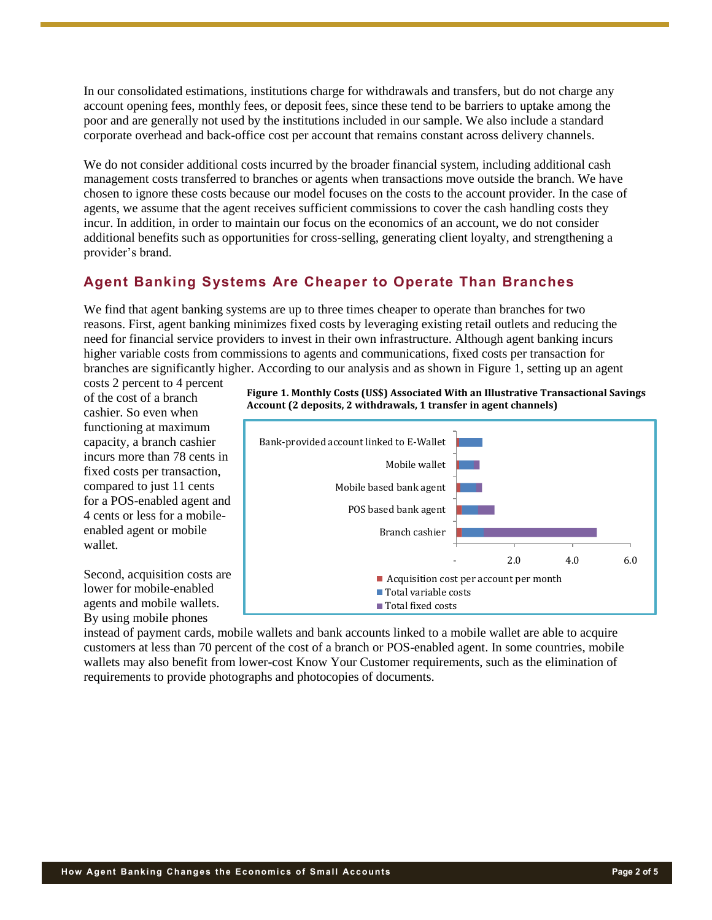In our consolidated estimations, institutions charge for withdrawals and transfers, but do not charge any account opening fees, monthly fees, or deposit fees, since these tend to be barriers to uptake among the poor and are generally not used by the institutions included in our sample. We also include a standard corporate overhead and back-office cost per account that remains constant across delivery channels.

We do not consider additional costs incurred by the broader financial system, including additional cash management costs transferred to branches or agents when transactions move outside the branch. We have chosen to ignore these costs because our model focuses on the costs to the account provider. In the case of agents, we assume that the agent receives sufficient commissions to cover the cash handling costs they incur. In addition, in order to maintain our focus on the economics of an account, we do not consider additional benefits such as opportunities for cross-selling, generating client loyalty, and strengthening a provider's brand.

## Agent Banking Systems Are Cheaper to Operate Than Branches

We find that agent banking systems are up to three times cheaper to operate than branches for two reasons. First, agent banking minimizes fixed costs by leveraging existing retail outlets and reducing the need for financial service providers to invest in their own infrastructure. Although agent banking incurs higher variable costs from commissions to agents and communications, fixed costs per transaction for branches are significantly higher. According to our analysis and as shown in Figure 1, setting up an agent costs 2 percent to 4 percent of the cost of a branch cashier. So even when functioning at maximum capacity, a branch cashier incurs more than 78 cents in fixed costs per transaction, compared to just 11 cents for a POS-enabled agent and 4 cents or less for a mobile-enabled agent or mobile wallet.

**Figure 1. Monthly Costs (US$) Associated With an Illustrative Transactional Savings Account (2 deposits, 2 withdrawals, 1 transfer in agent channels)**

Second, acquisition costs are lower for mobile-enabled agents and mobile wallets. By using mobile phones instead of payment cards, mobile wallets and bank accounts linked to a mobile wallet are able to acquire customers at less than 70 percent of the cost of a branch or POS-enabled agent. In some countries, mobile wallets may also benefit from lower-cost Know Your Customer requirements, such as the elimination of requirements to provide photographs and photocopies of documents.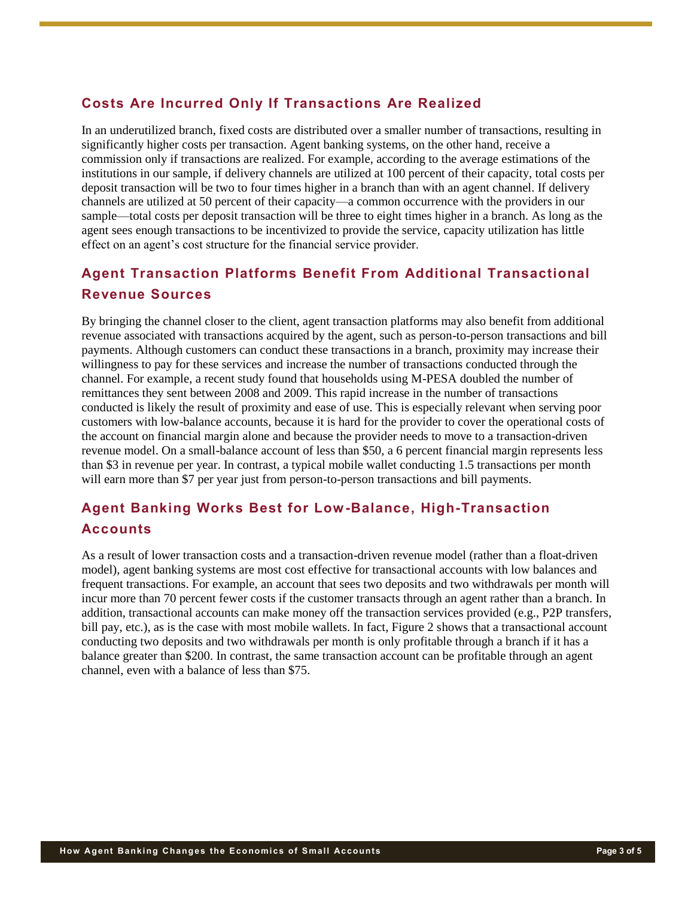## Costs Are Incurred Only If Transactions Are Realized

In an underutilized branch, fixed costs are distributed over a smaller number of transactions, resulting in significantly higher costs per transaction. Agent banking systems, on the other hand, receive a commission only if transactions are realized. For example, according to the average estimations of the institutions in our sample, if delivery channels are utilized at 100 percent of their capacity, total costs per deposit transaction will be two to four times higher in a branch than with an agent channel. If delivery channels are utilized at 50 percent of their capacity—a common occurrence with the providers in our sample—total costs per deposit transaction will be three to eight times higher in a branch. As long as the agent sees enough transactions to be incentivized to provide the service, capacity utilization has little effect on an agent's cost structure for the financial service provider.

## Agent Transaction Platforms Benefit From Additional Transactional Revenue Sources

By bringing the channel closer to the client, agent transaction platforms may also benefit from additional revenue associated with transactions acquired by the agent, such as person-to-person transactions and bill payments. Although customers can conduct these transactions in a branch, proximity may increase their willingness to pay for these services and increase the number of transactions conducted through the channel. For example, a recent study found that households using M-PESA doubled the number of remittances they sent between 2008 and 2009. This rapid increase in the number of transactions conducted is likely the result of proximity and ease of use. This is especially relevant when serving poor customers with low-balance accounts, because it is hard for the provider to cover the operational costs of the account on financial margin alone and because the provider needs to move to a transaction-driven revenue model. On a small-balance account of less than $50, a 6 percent financial margin represents less than $3 in revenue per year. In contrast, a typical mobile wallet conducting 1.5 transactions per month will earn more than $7 per year just from person-to-person transactions and bill payments.

## Agent Banking Works Best for Low-Balance, High-Transaction Accounts

As a result of lower transaction costs and a transaction-driven revenue model (rather than a float-driven model), agent banking systems are most cost effective for transactional accounts with low balances and frequent transactions. For example, an account that sees two deposits and two withdrawals per month will incur more than 70 percent fewer costs if the customer transacts through an agent rather than a branch. In addition, transactional accounts can make money off the transaction services provided (e.g., P2P transfers, bill pay, etc.), as is the case with most mobile wallets. In fact, Figure 2 shows that a transactional account conducting two deposits and two withdrawals per month is only profitable through a branch if it has a balance greater than $200. In contrast, the same transaction account can be profitable through an agent channel, even with a balance of less than $75.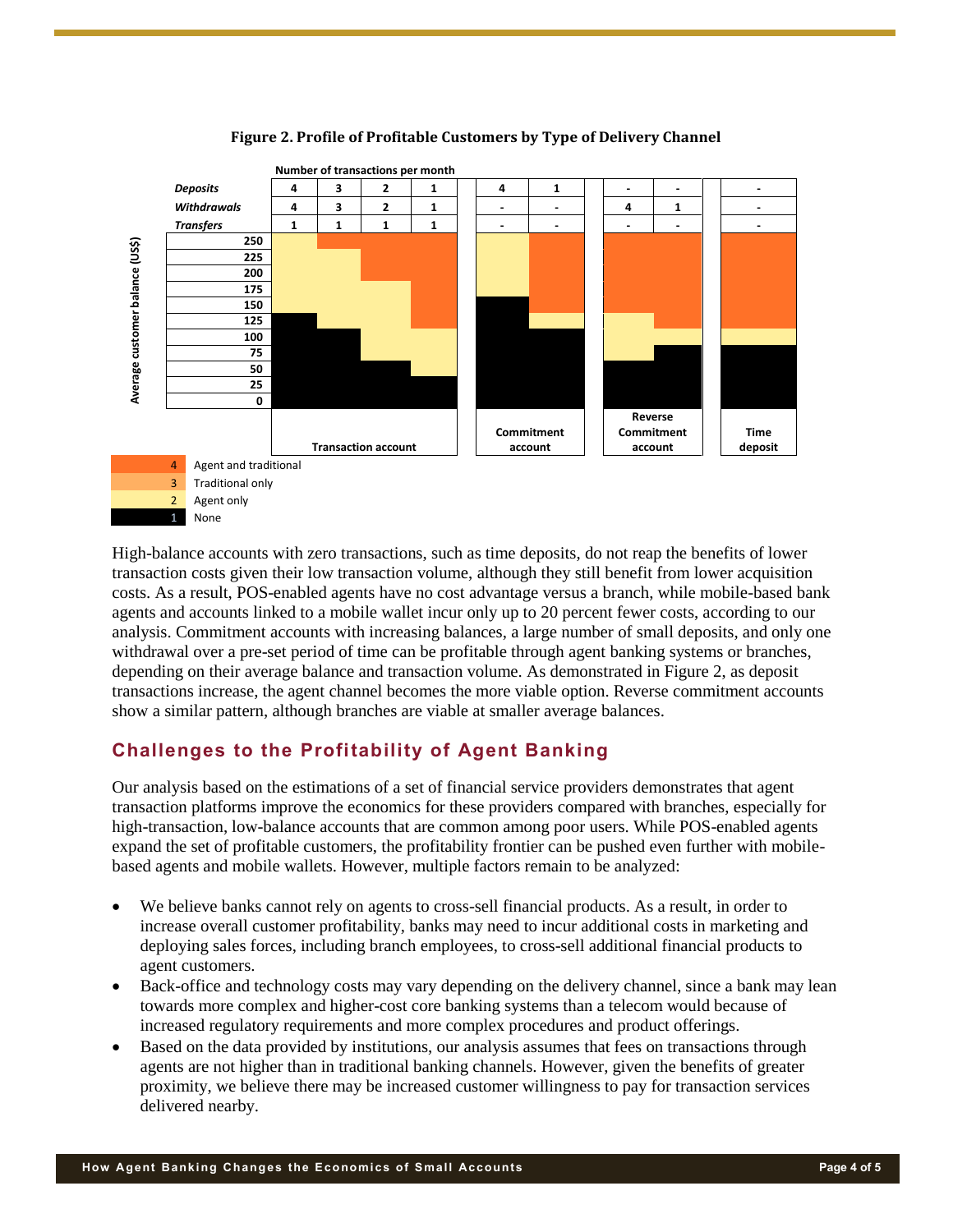**Figure 2. Profile of Profitable Customers by Type of Delivery Channel**

Number of transactions per month

| | Transaction account | | | | Commitment account | | Reverse Commitment account | | Time deposit |
|---|---|---|---|---|---|---|---|---|---|
| *Deposits* | 4 | 3 | 2 | 1 | 4 | 1 | - | - | - |
| *Withdrawals* | 4 | 3 | 2 | 1 | - | - | 4 | 1 | - |
| *Transfers* | 1 | 1 | 1 | 1 | - | - | - | - | - |
| **Average customer balance (US$)** | | | | | | | | | |
| 250 | 2 | 4 | 4 | 4 | 2 | 4 | 4 | 4 | 4 |
| 225 | 2 | 2 | 4 | 4 | 2 | 4 | 4 | 4 | 4 |
| 200 | 2 | 2 | 4 | 4 | 2 | 4 | 4 | 4 | 4 |
| 175 | 2 | 2 | 2 | 4 | 2 | 4 | 4 | 4 | 4 |
| 150 | 2 | 2 | 2 | 4 | 1 | 4 | 4 | 4 | 4 |
| 125 | 1 | 2 | 2 | 4 | 1 | 2 | 2 | 4 | 4 |
| 100 | 1 | 1 | 2 | 2 | 1 | 1 | 2 | 2 | 2 |
| 75 | 1 | 1 | 2 | 2 | 1 | 1 | 2 | 1 | 1 |
| 50 | 1 | 1 | 1 | 2 | 1 | 1 | 1 | 1 | 1 |
| 25 | 1 | 1 | 1 | 1 | 1 | 1 | 1 | 1 | 1 |
| 0 | 1 | 1 | 1 | 1 | 1 | 1 | 1 | 1 | 1 |

4 Agent and traditional
3 Traditional only
2 Agent only
1 None

High-balance accounts with zero transactions, such as time deposits, do not reap the benefits of lower transaction costs given their low transaction volume, although they still benefit from lower acquisition costs. As a result, POS-enabled agents have no cost advantage versus a branch, while mobile-based bank agents and accounts linked to a mobile wallet incur only up to 20 percent fewer costs, according to our analysis. Commitment accounts with increasing balances, a large number of small deposits, and only one withdrawal over a pre-set period of time can be profitable through agent banking systems or branches, depending on their average balance and transaction volume. As demonstrated in Figure 2, as deposit transactions increase, the agent channel becomes the more viable option. Reverse commitment accounts show a similar pattern, although branches are viable at smaller average balances.

## Challenges to the Profitability of Agent Banking

Our analysis based on the estimations of a set of financial service providers demonstrates that agent transaction platforms improve the economics for these providers compared with branches, especially for high-transaction, low-balance accounts that are common among poor users. While POS-enabled agents expand the set of profitable customers, the profitability frontier can be pushed even further with mobile-based agents and mobile wallets. However, multiple factors remain to be analyzed:

- We believe banks cannot rely on agents to cross-sell financial products. As a result, in order to increase overall customer profitability, banks may need to incur additional costs in marketing and deploying sales forces, including branch employees, to cross-sell additional financial products to agent customers.
- Back-office and technology costs may vary depending on the delivery channel, since a bank may lean towards more complex and higher-cost core banking systems than a telecom would because of increased regulatory requirements and more complex procedures and product offerings.
- Based on the data provided by institutions, our analysis assumes that fees on transactions through agents are not higher than in traditional banking channels. However, given the benefits of greater proximity, we believe there may be increased customer willingness to pay for transaction services delivered nearby.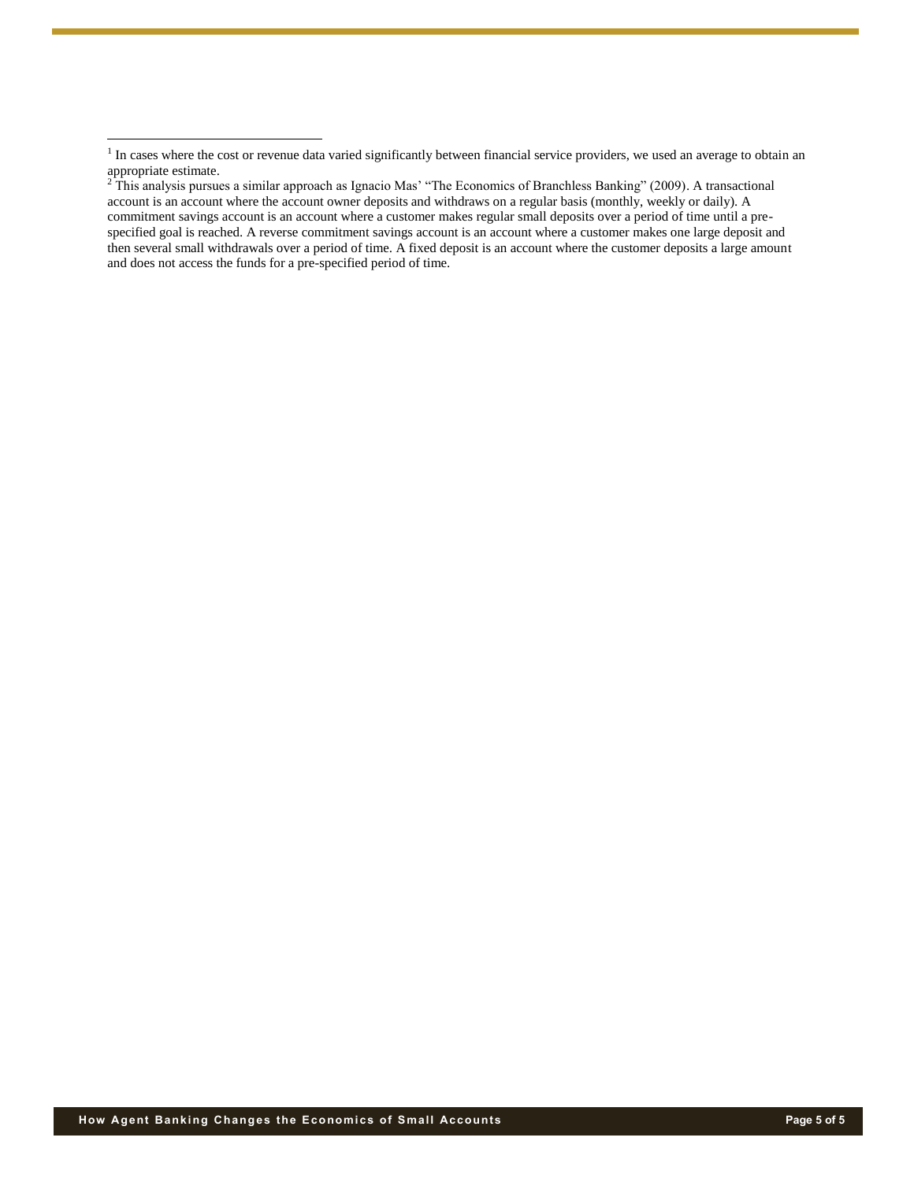[1] In cases where the cost or revenue data varied significantly between financial service providers, we used an average to obtain an appropriate estimate.

[2] This analysis pursues a similar approach as Ignacio Mas' "The Economics of Branchless Banking" (2009). A transactional account is an account where the account owner deposits and withdraws on a regular basis (monthly, weekly or daily). A commitment savings account is an account where a customer makes regular small deposits over a period of time until a pre-specified goal is reached. A reverse commitment savings account is an account where a customer makes one large deposit and then several small withdrawals over a period of time. A fixed deposit is an account where the customer deposits a large amount and does not access the funds for a pre-specified period of time.